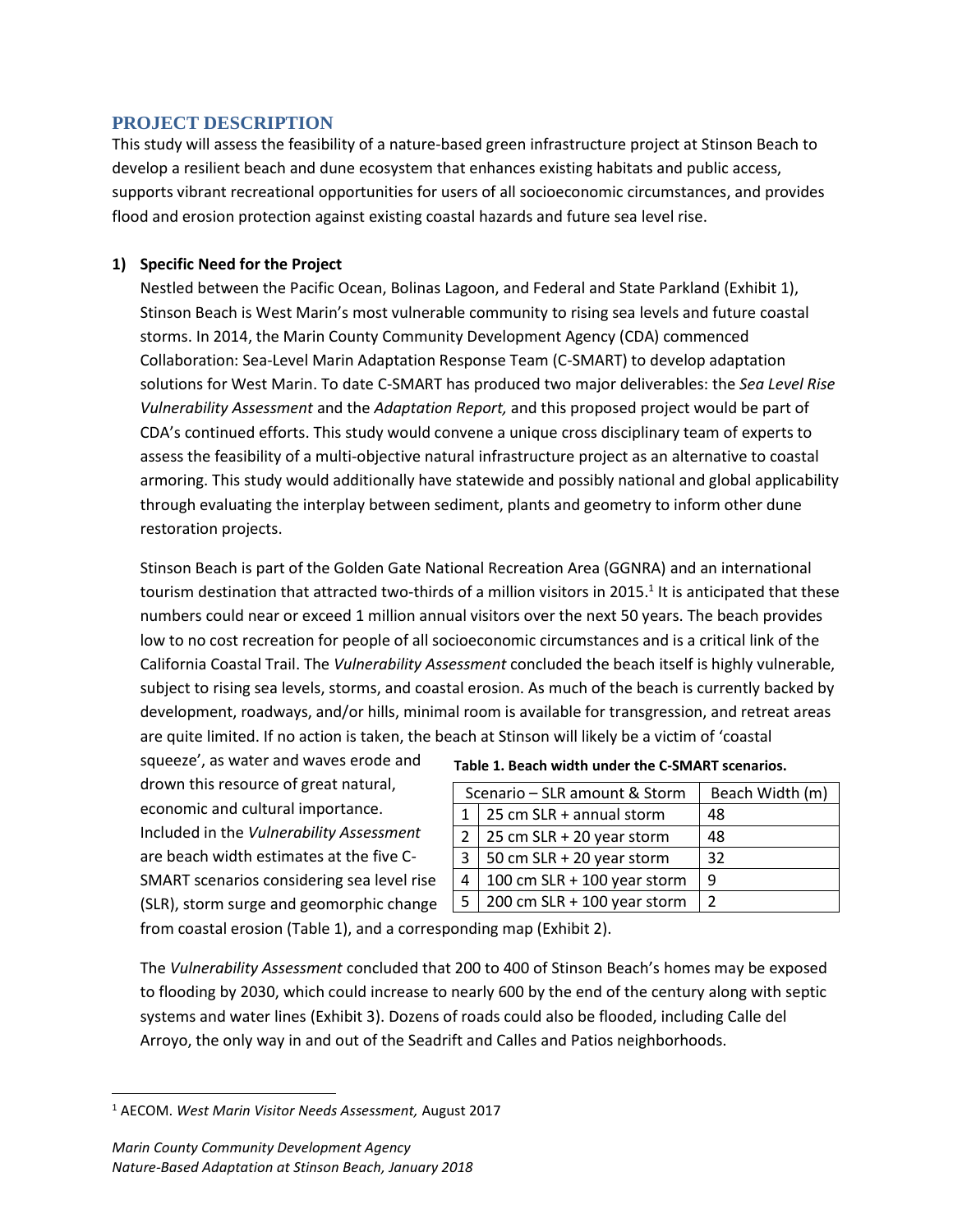## PROJECT DESCRIPTION

This study will assess the feasibility of a nature-based green infrastructure project at Stinson Beach to develop a resilient beach and dune ecosystem that enhances existing habitats and public access, supports vibrant recreational opportunities for users of all socioeconomic circumstances, and provides flood and erosion protection against existing coastal hazards and future sea level rise.

### 1) Specific Need for the Project

Nestled between the Pacific Ocean, Bolinas Lagoon, and Federal and State Parkland (Exhibit 1), Stinson Beach is West Marin's most vulnerable community to rising sea levels and future coastal storms. In 2014, the Marin County Community Development Agency (CDA) commenced Collaboration: Sea-Level Marin Adaptation Response Team (C-SMART) to develop adaptation solutions for West Marin. To date C-SMART has produced two major deliverables: the *Sea Level Rise Vulnerability Assessment* and the *Adaptation Report,* and this proposed project would be part of CDA's continued efforts. This study would convene a unique cross disciplinary team of experts to assess the feasibility of a multi-objective natural infrastructure project as an alternative to coastal armoring. This study would additionally have statewide and possibly national and global applicability through evaluating the interplay between sediment, plants and geometry to inform other dune restoration projects.

Stinson Beach is part of the Golden Gate National Recreation Area (GGNRA) and an international tourism destination that attracted two-thirds of a million visitors in 2015.[1] It is anticipated that these numbers could near or exceed 1 million annual visitors over the next 50 years. The beach provides low to no cost recreation for people of all socioeconomic circumstances and is a critical link of the California Coastal Trail. The *Vulnerability Assessment* concluded the beach itself is highly vulnerable, subject to rising sea levels, storms, and coastal erosion. As much of the beach is currently backed by development, roadways, and/or hills, minimal room is available for transgression, and retreat areas are quite limited. If no action is taken, the beach at Stinson will likely be a victim of 'coastal squeeze', as water and waves erode and drown this resource of great natural, economic and cultural importance. Included in the *Vulnerability Assessment* are beach width estimates at the five C-SMART scenarios considering sea level rise (SLR), storm surge and geomorphic change from coastal erosion (Table 1), and a corresponding map (Exhibit 2).

**Table 1. Beach width under the C-SMART scenarios.**

| | Scenario – SLR amount & Storm | Beach Width (m) |
|---|---|---|
| 1 | 25 cm SLR + annual storm | 48 |
| 2 | 25 cm SLR + 20 year storm | 48 |
| 3 | 50 cm SLR + 20 year storm | 32 |
| 4 | 100 cm SLR + 100 year storm | 9 |
| 5 | 200 cm SLR + 100 year storm | 2 |

The *Vulnerability Assessment* concluded that 200 to 400 of Stinson Beach's homes may be exposed to flooding by 2030, which could increase to nearly 600 by the end of the century along with septic systems and water lines (Exhibit 3). Dozens of roads could also be flooded, including Calle del Arroyo, the only way in and out of the Seadrift and Calles and Patios neighborhoods.

[1] AECOM. *West Marin Visitor Needs Assessment,* August 2017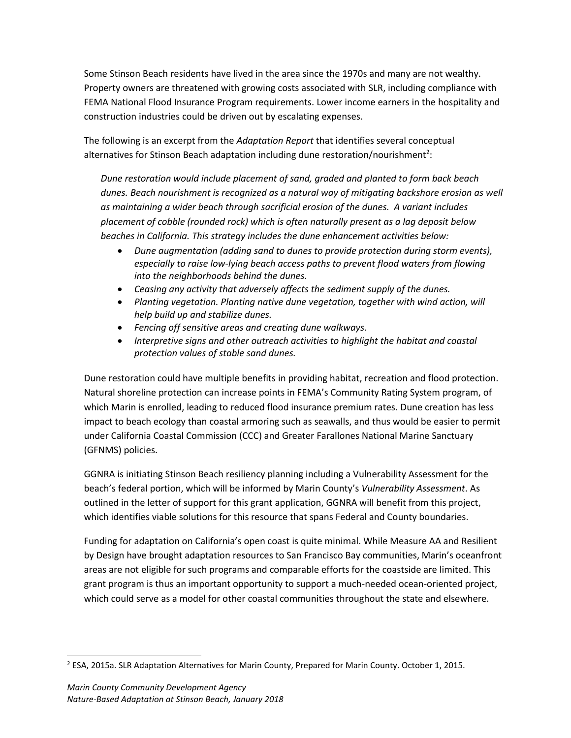Some Stinson Beach residents have lived in the area since the 1970s and many are not wealthy. Property owners are threatened with growing costs associated with SLR, including compliance with FEMA National Flood Insurance Program requirements. Lower income earners in the hospitality and construction industries could be driven out by escalating expenses.

The following is an excerpt from the *Adaptation Report* that identifies several conceptual alternatives for Stinson Beach adaptation including dune restoration/nourishment[2]:

> *Dune restoration would include placement of sand, graded and planted to form back beach dunes. Beach nourishment is recognized as a natural way of mitigating backshore erosion as well as maintaining a wider beach through sacrificial erosion of the dunes. A variant includes placement of cobble (rounded rock) which is often naturally present as a lag deposit below beaches in California. This strategy includes the dune enhancement activities below:*
>
> - *Dune augmentation (adding sand to dunes to provide protection during storm events), especially to raise low-lying beach access paths to prevent flood waters from flowing into the neighborhoods behind the dunes.*
> - *Ceasing any activity that adversely affects the sediment supply of the dunes.*
> - *Planting vegetation. Planting native dune vegetation, together with wind action, will help build up and stabilize dunes.*
> - *Fencing off sensitive areas and creating dune walkways.*
> - *Interpretive signs and other outreach activities to highlight the habitat and coastal protection values of stable sand dunes.*

Dune restoration could have multiple benefits in providing habitat, recreation and flood protection. Natural shoreline protection can increase points in FEMA's Community Rating System program, of which Marin is enrolled, leading to reduced flood insurance premium rates. Dune creation has less impact to beach ecology than coastal armoring such as seawalls, and thus would be easier to permit under California Coastal Commission (CCC) and Greater Farallones National Marine Sanctuary (GFNMS) policies.

GGNRA is initiating Stinson Beach resiliency planning including a Vulnerability Assessment for the beach's federal portion, which will be informed by Marin County's *Vulnerability Assessment*. As outlined in the letter of support for this grant application, GGNRA will benefit from this project, which identifies viable solutions for this resource that spans Federal and County boundaries.

Funding for adaptation on California's open coast is quite minimal. While Measure AA and Resilient by Design have brought adaptation resources to San Francisco Bay communities, Marin's oceanfront areas are not eligible for such programs and comparable efforts for the coastside are limited. This grant program is thus an important opportunity to support a much-needed ocean-oriented project, which could serve as a model for other coastal communities throughout the state and elsewhere.

[2] ESA, 2015a. SLR Adaptation Alternatives for Marin County, Prepared for Marin County. October 1, 2015.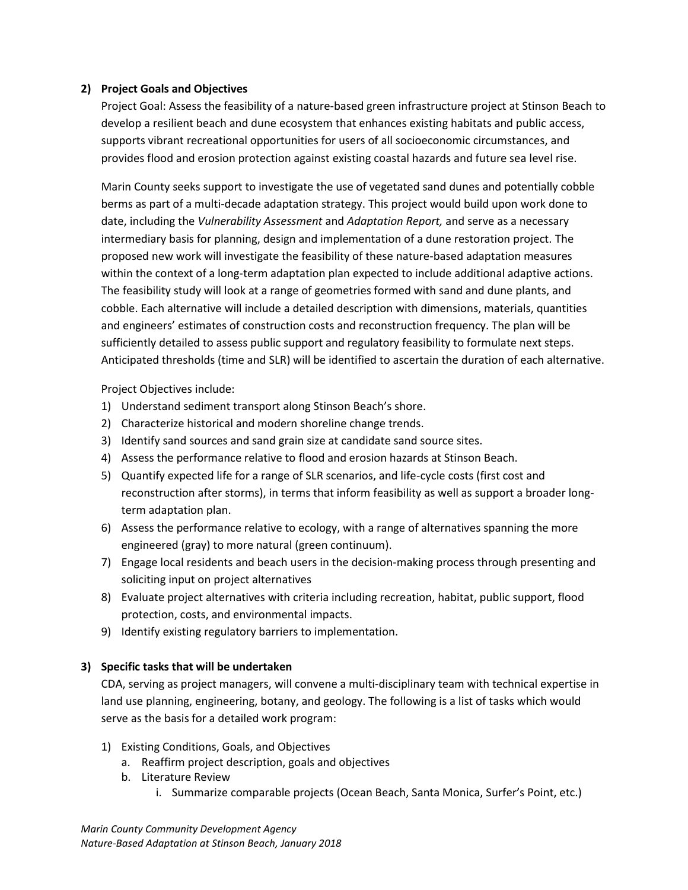## 2) Project Goals and Objectives

Project Goal: Assess the feasibility of a nature-based green infrastructure project at Stinson Beach to develop a resilient beach and dune ecosystem that enhances existing habitats and public access, supports vibrant recreational opportunities for users of all socioeconomic circumstances, and provides flood and erosion protection against existing coastal hazards and future sea level rise.

Marin County seeks support to investigate the use of vegetated sand dunes and potentially cobble berms as part of a multi-decade adaptation strategy. This project would build upon work done to date, including the *Vulnerability Assessment* and *Adaptation Report,* and serve as a necessary intermediary basis for planning, design and implementation of a dune restoration project. The proposed new work will investigate the feasibility of these nature-based adaptation measures within the context of a long-term adaptation plan expected to include additional adaptive actions. The feasibility study will look at a range of geometries formed with sand and dune plants, and cobble. Each alternative will include a detailed description with dimensions, materials, quantities and engineers' estimates of construction costs and reconstruction frequency. The plan will be sufficiently detailed to assess public support and regulatory feasibility to formulate next steps. Anticipated thresholds (time and SLR) will be identified to ascertain the duration of each alternative.

Project Objectives include:

1) Understand sediment transport along Stinson Beach's shore.
2) Characterize historical and modern shoreline change trends.
3) Identify sand sources and sand grain size at candidate sand source sites.
4) Assess the performance relative to flood and erosion hazards at Stinson Beach.
5) Quantify expected life for a range of SLR scenarios, and life-cycle costs (first cost and reconstruction after storms), in terms that inform feasibility as well as support a broader long-term adaptation plan.
6) Assess the performance relative to ecology, with a range of alternatives spanning the more engineered (gray) to more natural (green continuum).
7) Engage local residents and beach users in the decision-making process through presenting and soliciting input on project alternatives
8) Evaluate project alternatives with criteria including recreation, habitat, public support, flood protection, costs, and environmental impacts.
9) Identify existing regulatory barriers to implementation.

## 3) Specific tasks that will be undertaken

CDA, serving as project managers, will convene a multi-disciplinary team with technical expertise in land use planning, engineering, botany, and geology. The following is a list of tasks which would serve as the basis for a detailed work program:

1) Existing Conditions, Goals, and Objectives
   a. Reaffirm project description, goals and objectives
   b. Literature Review
      i. Summarize comparable projects (Ocean Beach, Santa Monica, Surfer's Point, etc.)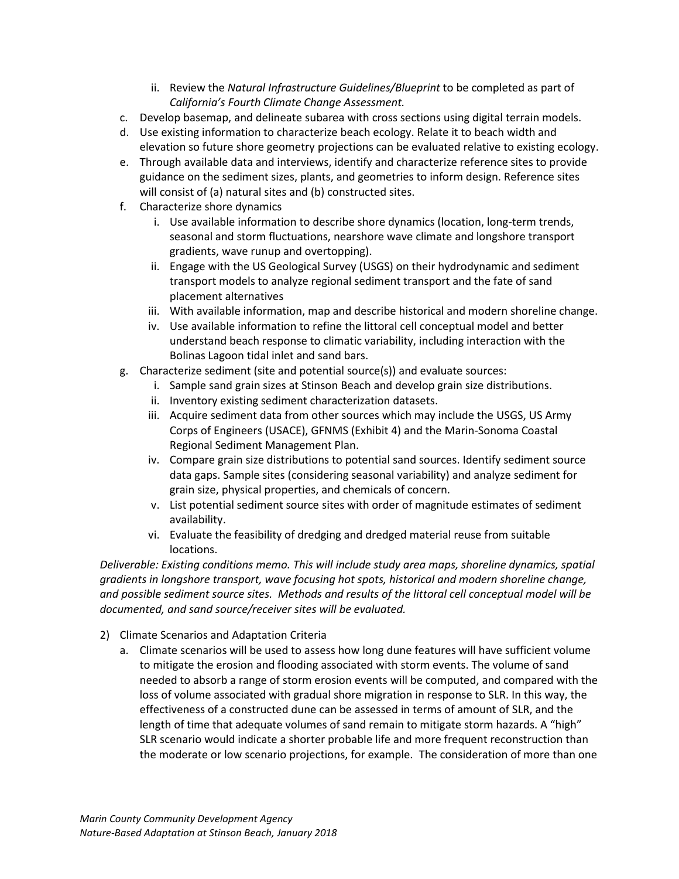- ii. Review the *Natural Infrastructure Guidelines/Blueprint* to be completed as part of *California's Fourth Climate Change Assessment.*
  - c. Develop basemap, and delineate subarea with cross sections using digital terrain models.
  - d. Use existing information to characterize beach ecology. Relate it to beach width and elevation so future shore geometry projections can be evaluated relative to existing ecology.
  - e. Through available data and interviews, identify and characterize reference sites to provide guidance on the sediment sizes, plants, and geometries to inform design. Reference sites will consist of (a) natural sites and (b) constructed sites.
  - f. Characterize shore dynamics
    - i. Use available information to describe shore dynamics (location, long-term trends, seasonal and storm fluctuations, nearshore wave climate and longshore transport gradients, wave runup and overtopping).
    - ii. Engage with the US Geological Survey (USGS) on their hydrodynamic and sediment transport models to analyze regional sediment transport and the fate of sand placement alternatives
    - iii. With available information, map and describe historical and modern shoreline change.
    - iv. Use available information to refine the littoral cell conceptual model and better understand beach response to climatic variability, including interaction with the Bolinas Lagoon tidal inlet and sand bars.
  - g. Characterize sediment (site and potential source(s)) and evaluate sources:
    - i. Sample sand grain sizes at Stinson Beach and develop grain size distributions.
    - ii. Inventory existing sediment characterization datasets.
    - iii. Acquire sediment data from other sources which may include the USGS, US Army Corps of Engineers (USACE), GFNMS (Exhibit 4) and the Marin-Sonoma Coastal Regional Sediment Management Plan.
    - iv. Compare grain size distributions to potential sand sources. Identify sediment source data gaps. Sample sites (considering seasonal variability) and analyze sediment for grain size, physical properties, and chemicals of concern.
    - v. List potential sediment source sites with order of magnitude estimates of sediment availability.
    - vi. Evaluate the feasibility of dredging and dredged material reuse from suitable locations.

*Deliverable: Existing conditions memo. This will include study area maps, shoreline dynamics, spatial gradients in longshore transport, wave focusing hot spots, historical and modern shoreline change, and possible sediment source sites. Methods and results of the littoral cell conceptual model will be documented, and sand source/receiver sites will be evaluated.*

2) Climate Scenarios and Adaptation Criteria
  - a. Climate scenarios will be used to assess how long dune features will have sufficient volume to mitigate the erosion and flooding associated with storm events. The volume of sand needed to absorb a range of storm erosion events will be computed, and compared with the loss of volume associated with gradual shore migration in response to SLR. In this way, the effectiveness of a constructed dune can be assessed in terms of amount of SLR, and the length of time that adequate volumes of sand remain to mitigate storm hazards. A "high" SLR scenario would indicate a shorter probable life and more frequent reconstruction than the moderate or low scenario projections, for example. The consideration of more than one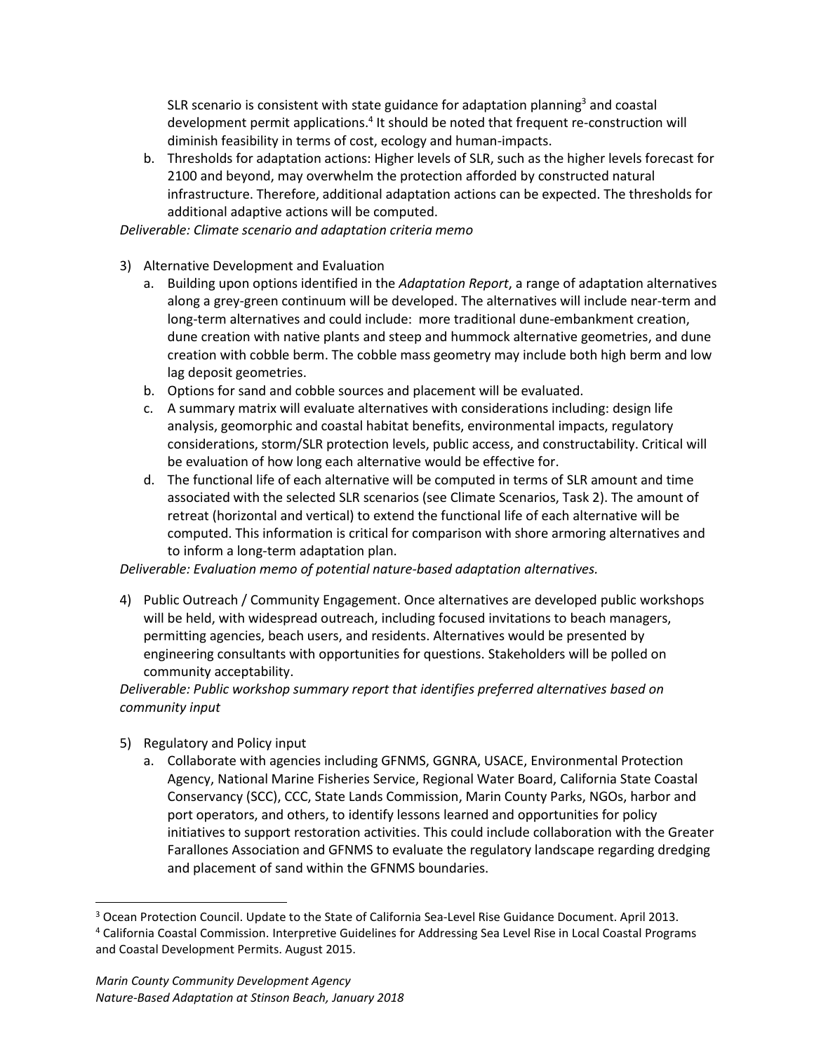SLR scenario is consistent with state guidance for adaptation planning[3] and coastal development permit applications.[4] It should be noted that frequent re-construction will diminish feasibility in terms of cost, ecology and human-impacts.

   b. Thresholds for adaptation actions: Higher levels of SLR, such as the higher levels forecast for 2100 and beyond, may overwhelm the protection afforded by constructed natural infrastructure. Therefore, additional adaptation actions can be expected. The thresholds for additional adaptive actions will be computed.

*Deliverable: Climate scenario and adaptation criteria memo*

3) Alternative Development and Evaluation
   a. Building upon options identified in the *Adaptation Report*, a range of adaptation alternatives along a grey-green continuum will be developed. The alternatives will include near-term and long-term alternatives and could include: more traditional dune-embankment creation, dune creation with native plants and steep and hummock alternative geometries, and dune creation with cobble berm. The cobble mass geometry may include both high berm and low lag deposit geometries.
   b. Options for sand and cobble sources and placement will be evaluated.
   c. A summary matrix will evaluate alternatives with considerations including: design life analysis, geomorphic and coastal habitat benefits, environmental impacts, regulatory considerations, storm/SLR protection levels, public access, and constructability. Critical will be evaluation of how long each alternative would be effective for.
   d. The functional life of each alternative will be computed in terms of SLR amount and time associated with the selected SLR scenarios (see Climate Scenarios, Task 2). The amount of retreat (horizontal and vertical) to extend the functional life of each alternative will be computed. This information is critical for comparison with shore armoring alternatives and to inform a long-term adaptation plan.

*Deliverable: Evaluation memo of potential nature-based adaptation alternatives.*

4) Public Outreach / Community Engagement. Once alternatives are developed public workshops will be held, with widespread outreach, including focused invitations to beach managers, permitting agencies, beach users, and residents. Alternatives would be presented by engineering consultants with opportunities for questions. Stakeholders will be polled on community acceptability.

*Deliverable: Public workshop summary report that identifies preferred alternatives based on community input*

5) Regulatory and Policy input
   a. Collaborate with agencies including GFNMS, GGNRA, USACE, Environmental Protection Agency, National Marine Fisheries Service, Regional Water Board, California State Coastal Conservancy (SCC), CCC, State Lands Commission, Marin County Parks, NGOs, harbor and port operators, and others, to identify lessons learned and opportunities for policy initiatives to support restoration activities. This could include collaboration with the Greater Farallones Association and GFNMS to evaluate the regulatory landscape regarding dredging and placement of sand within the GFNMS boundaries.

---

[3] Ocean Protection Council. Update to the State of California Sea-Level Rise Guidance Document. April 2013.

[4] California Coastal Commission. Interpretive Guidelines for Addressing Sea Level Rise in Local Coastal Programs and Coastal Development Permits. August 2015.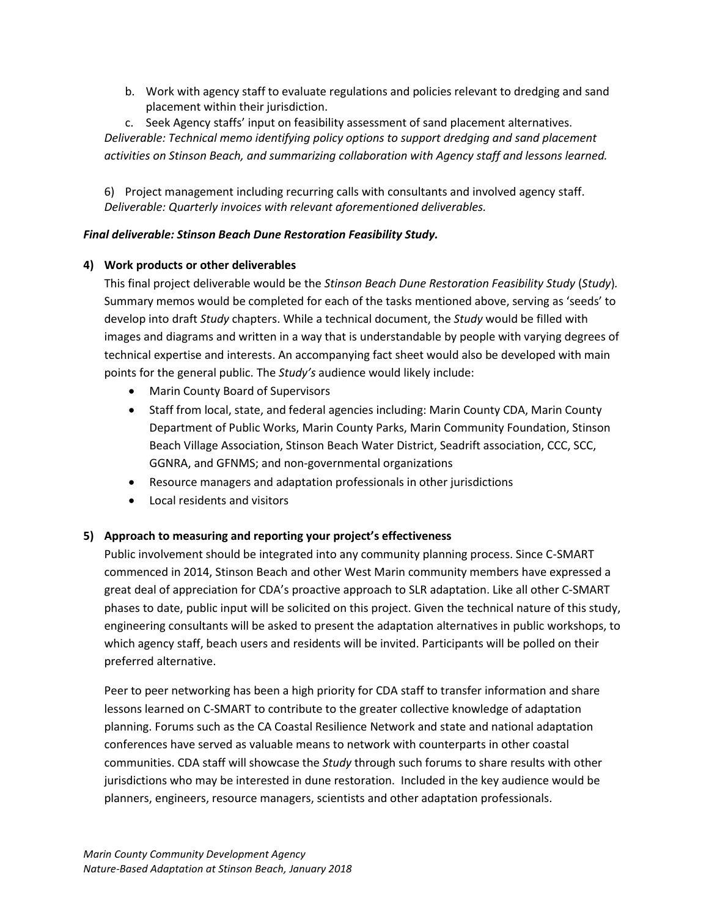b. Work with agency staff to evaluate regulations and policies relevant to dredging and sand placement within their jurisdiction.

c. Seek Agency staffs' input on feasibility assessment of sand placement alternatives.

*Deliverable: Technical memo identifying policy options to support dredging and sand placement activities on Stinson Beach, and summarizing collaboration with Agency staff and lessons learned.*

6) Project management including recurring calls with consultants and involved agency staff.
*Deliverable: Quarterly invoices with relevant aforementioned deliverables.*

***Final deliverable: Stinson Beach Dune Restoration Feasibility Study.***

**4) Work products or other deliverables**

This final project deliverable would be the *Stinson Beach Dune Restoration Feasibility Study* (*Study*). Summary memos would be completed for each of the tasks mentioned above, serving as 'seeds' to develop into draft *Study* chapters. While a technical document, the *Study* would be filled with images and diagrams and written in a way that is understandable by people with varying degrees of technical expertise and interests. An accompanying fact sheet would also be developed with main points for the general public. The *Study's* audience would likely include:

- Marin County Board of Supervisors
- Staff from local, state, and federal agencies including: Marin County CDA, Marin County Department of Public Works, Marin County Parks, Marin Community Foundation, Stinson Beach Village Association, Stinson Beach Water District, Seadrift association, CCC, SCC, GGNRA, and GFNMS; and non-governmental organizations
- Resource managers and adaptation professionals in other jurisdictions
- Local residents and visitors

**5) Approach to measuring and reporting your project's effectiveness**

Public involvement should be integrated into any community planning process. Since C-SMART commenced in 2014, Stinson Beach and other West Marin community members have expressed a great deal of appreciation for CDA's proactive approach to SLR adaptation. Like all other C-SMART phases to date, public input will be solicited on this project. Given the technical nature of this study, engineering consultants will be asked to present the adaptation alternatives in public workshops, to which agency staff, beach users and residents will be invited. Participants will be polled on their preferred alternative.

Peer to peer networking has been a high priority for CDA staff to transfer information and share lessons learned on C-SMART to contribute to the greater collective knowledge of adaptation planning. Forums such as the CA Coastal Resilience Network and state and national adaptation conferences have served as valuable means to network with counterparts in other coastal communities. CDA staff will showcase the *Study* through such forums to share results with other jurisdictions who may be interested in dune restoration. Included in the key audience would be planners, engineers, resource managers, scientists and other adaptation professionals.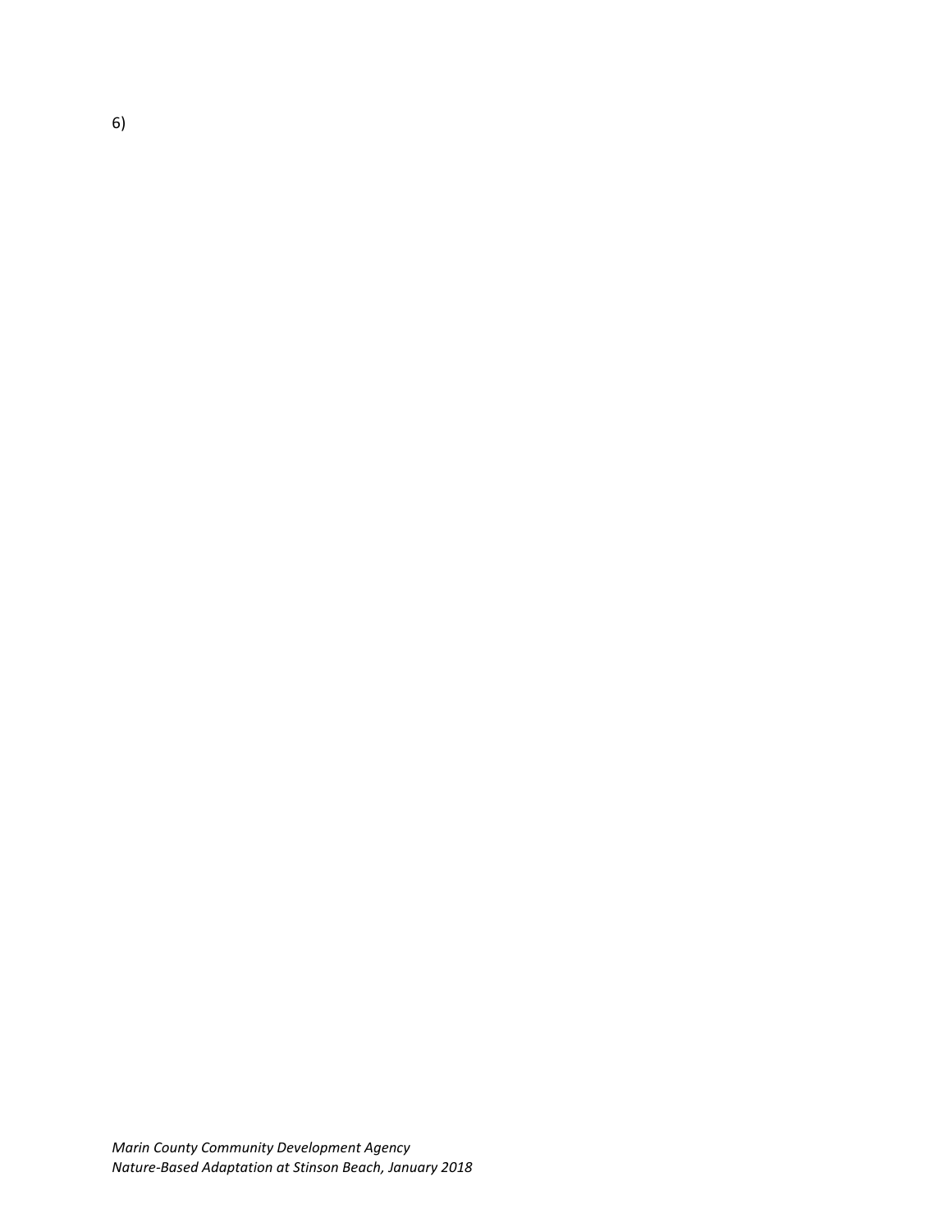6)